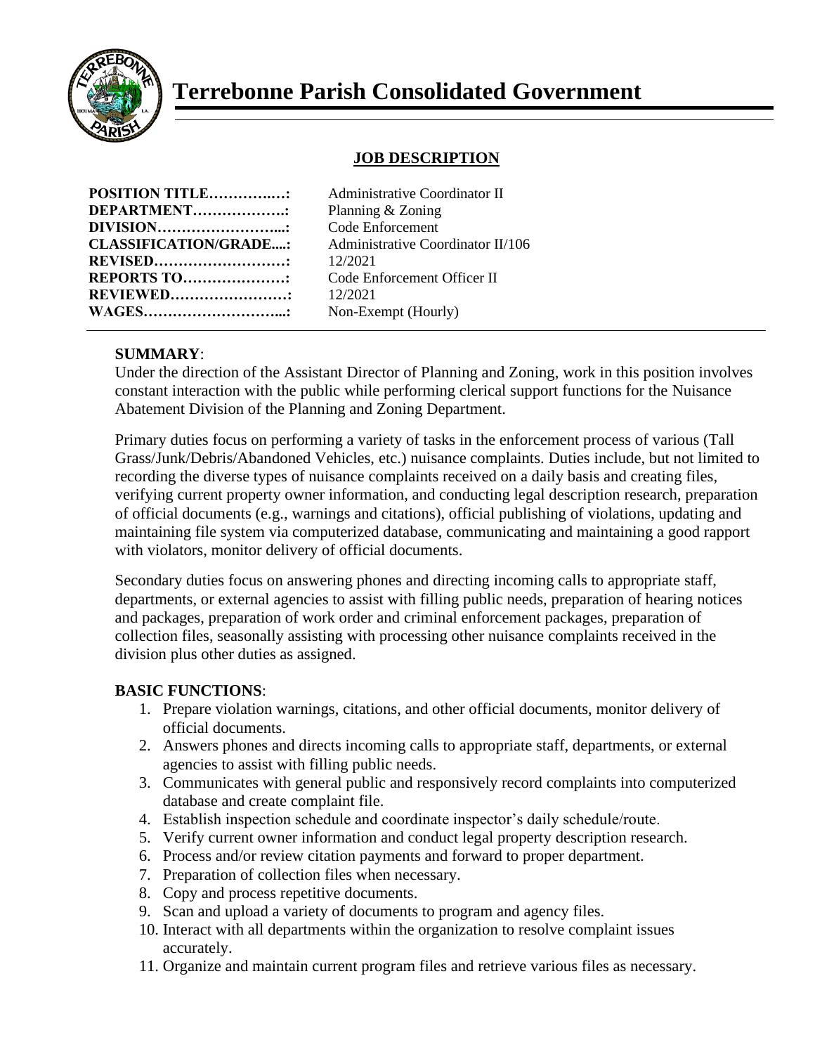# Terrebonne Parish Consolidated Government

## JOB DESCRIPTION

| | |
|---|---|
| **POSITION TITLE……………:** | Administrative Coordinator II |
| **DEPARTMENT……………….:** | Planning & Zoning |
| **DIVISION……………………...:** | Code Enforcement |
| **CLASSIFICATION/GRADE....:** | Administrative Coordinator II/106 |
| **REVISED………………………:** | 12/2021 |
| **REPORTS TO…………………:** | Code Enforcement Officer II |
| **REVIEWED……………………:** | 12/2021 |
| **WAGES………………………...:** | Non-Exempt (Hourly) |

**SUMMARY**:

Under the direction of the Assistant Director of Planning and Zoning, work in this position involves constant interaction with the public while performing clerical support functions for the Nuisance Abatement Division of the Planning and Zoning Department.

Primary duties focus on performing a variety of tasks in the enforcement process of various (Tall Grass/Junk/Debris/Abandoned Vehicles, etc.) nuisance complaints. Duties include, but not limited to recording the diverse types of nuisance complaints received on a daily basis and creating files, verifying current property owner information, and conducting legal description research, preparation of official documents (e.g., warnings and citations), official publishing of violations, updating and maintaining file system via computerized database, communicating and maintaining a good rapport with violators, monitor delivery of official documents.

Secondary duties focus on answering phones and directing incoming calls to appropriate staff, departments, or external agencies to assist with filling public needs, preparation of hearing notices and packages, preparation of work order and criminal enforcement packages, preparation of collection files, seasonally assisting with processing other nuisance complaints received in the division plus other duties as assigned.

**BASIC FUNCTIONS**:

1. Prepare violation warnings, citations, and other official documents, monitor delivery of official documents.
2. Answers phones and directs incoming calls to appropriate staff, departments, or external agencies to assist with filling public needs.
3. Communicates with general public and responsively record complaints into computerized database and create complaint file.
4. Establish inspection schedule and coordinate inspector's daily schedule/route.
5. Verify current owner information and conduct legal property description research.
6. Process and/or review citation payments and forward to proper department.
7. Preparation of collection files when necessary.
8. Copy and process repetitive documents.
9. Scan and upload a variety of documents to program and agency files.
10. Interact with all departments within the organization to resolve complaint issues accurately.
11. Organize and maintain current program files and retrieve various files as necessary.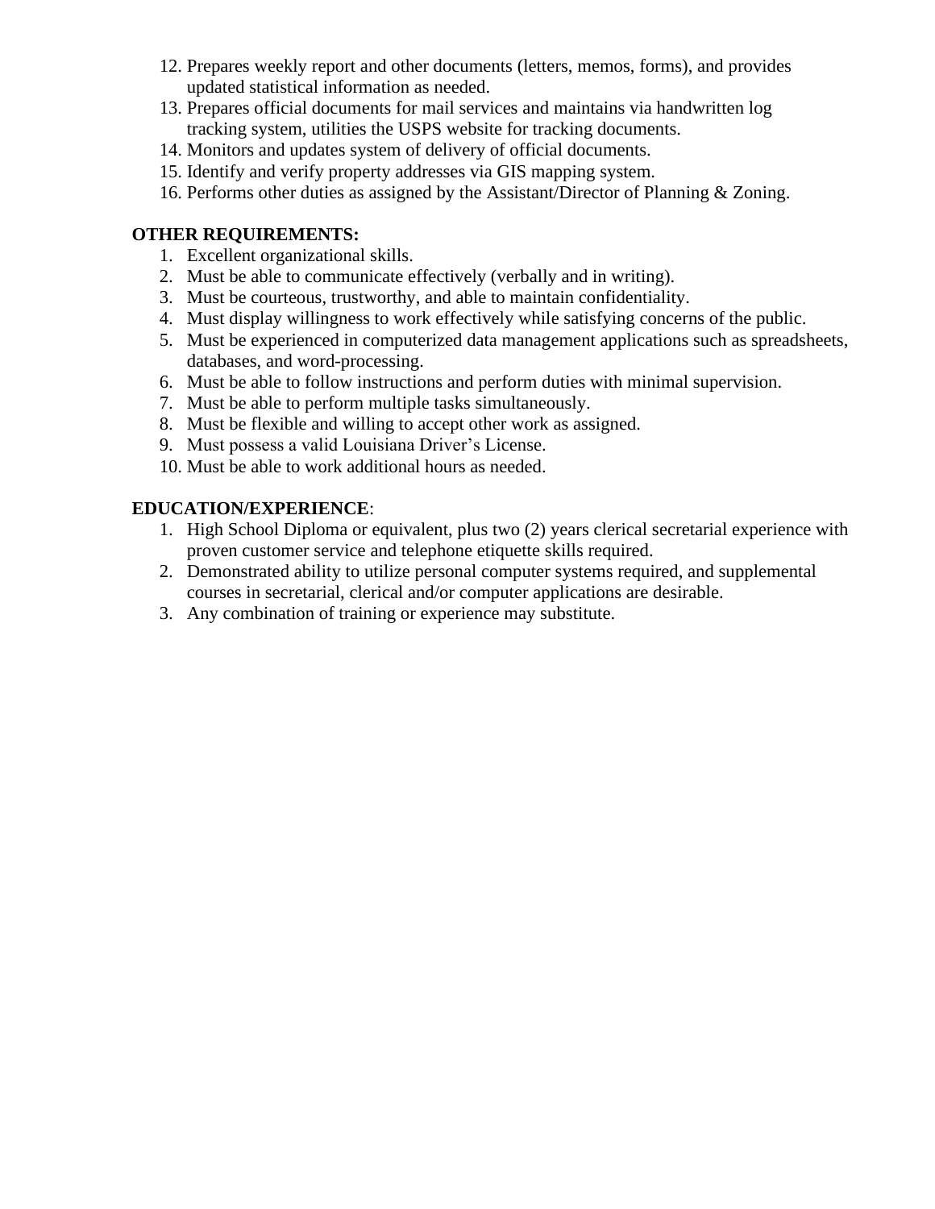12. Prepares weekly report and other documents (letters, memos, forms), and provides updated statistical information as needed.
13. Prepares official documents for mail services and maintains via handwritten log tracking system, utilities the USPS website for tracking documents.
14. Monitors and updates system of delivery of official documents.
15. Identify and verify property addresses via GIS mapping system.
16. Performs other duties as assigned by the Assistant/Director of Planning & Zoning.

**OTHER REQUIREMENTS:**

1. Excellent organizational skills.
2. Must be able to communicate effectively (verbally and in writing).
3. Must be courteous, trustworthy, and able to maintain confidentiality.
4. Must display willingness to work effectively while satisfying concerns of the public.
5. Must be experienced in computerized data management applications such as spreadsheets, databases, and word-processing.
6. Must be able to follow instructions and perform duties with minimal supervision.
7. Must be able to perform multiple tasks simultaneously.
8. Must be flexible and willing to accept other work as assigned.
9. Must possess a valid Louisiana Driver's License.
10. Must be able to work additional hours as needed.

**EDUCATION/EXPERIENCE**:

1. High School Diploma or equivalent, plus two (2) years clerical secretarial experience with proven customer service and telephone etiquette skills required.
2. Demonstrated ability to utilize personal computer systems required, and supplemental courses in secretarial, clerical and/or computer applications are desirable.
3. Any combination of training or experience may substitute.